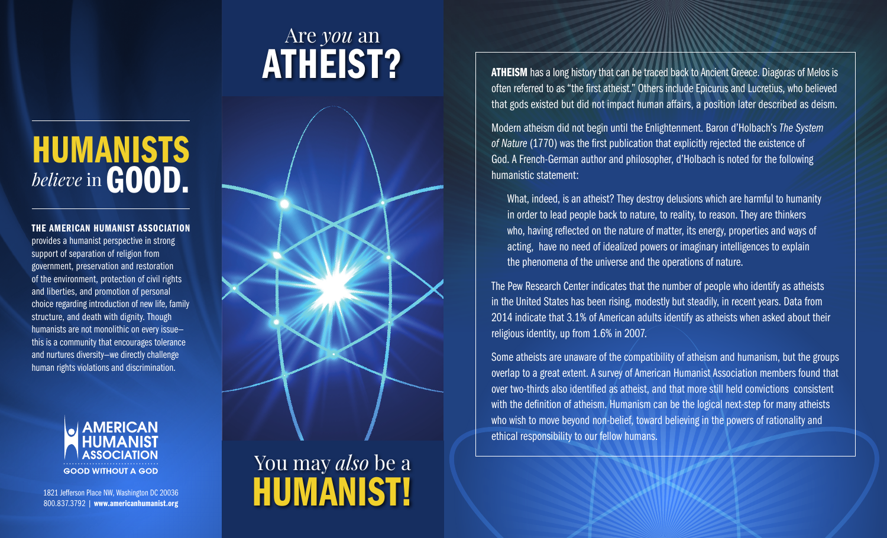# HUMANISTS *believe* in GOOD.

**THE AMERICAN HUMANIST ASSOCIATION** provides a humanist perspective in strong support of separation of religion from government, preservation and restoration of the environment, protection of civil rights and liberties, and promotion of personal choice regarding introduction of new life, family structure, and death with dignity. Though humanists are not monolithic on every issue–this is a community that encourages tolerance and nurtures diversity–we directly challenge human rights violations and discrimination.

AMERICAN HUMANIST ASSOCIATION
GOOD WITHOUT A GOD

1821 Jefferson Place NW, Washington DC 20036
800.837.3792 | **www.americanhumanist.org**

# Are *you* an ATHEIST?

## You may *also* be a HUMANIST!

**ATHEISM** has a long history that can be traced back to Ancient Greece. Diagoras of Melos is often referred to as "the first atheist." Others include Epicurus and Lucretius, who believed that gods existed but did not impact human affairs, a position later described as deism.

Modern atheism did not begin until the Enlightenment. Baron d'Holbach's *The System of Nature* (1770) was the first publication that explicitly rejected the existence of God. A French-German author and philosopher, d'Holbach is noted for the following humanistic statement:

> What, indeed, is an atheist? They destroy delusions which are harmful to humanity in order to lead people back to nature, to reality, to reason. They are thinkers who, having reflected on the nature of matter, its energy, properties and ways of acting, have no need of idealized powers or imaginary intelligences to explain the phenomena of the universe and the operations of nature.

The Pew Research Center indicates that the number of people who identify as atheists in the United States has been rising, modestly but steadily, in recent years. Data from 2014 indicate that 3.1% of American adults identify as atheists when asked about their religious identity, up from 1.6% in 2007.

Some atheists are unaware of the compatibility of atheism and humanism, but the groups overlap to a great extent. A survey of American Humanist Association members found that over two-thirds also identified as atheist, and that more still held convictions consistent with the definition of atheism. Humanism can be the logical next-step for many atheists who wish to move beyond non-belief, toward believing in the powers of rationality and ethical responsibility to our fellow humans.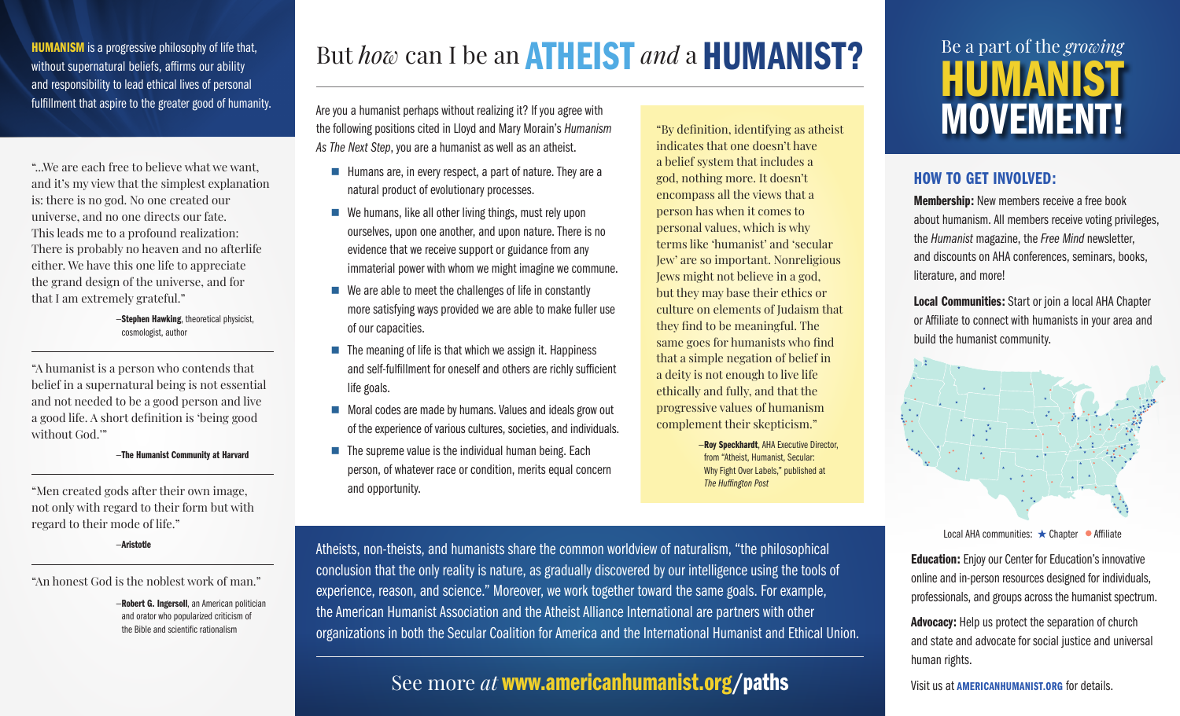**HUMANISM** is a progressive philosophy of life that, without supernatural beliefs, affirms our ability and responsibility to lead ethical lives of personal fulfillment that aspire to the greater good of humanity.

"...We are each free to believe what we want, and it's my view that the simplest explanation is: there is no god. No one created our universe, and no one directs our fate. This leads me to a profound realization: There is probably no heaven and no afterlife either. We have this one life to appreciate the grand design of the universe, and for that I am extremely grateful."

–**Stephen Hawking**, theoretical physicist, cosmologist, author

"A humanist is a person who contends that belief in a supernatural being is not essential and not needed to be a good person and live a good life. A short definition is 'being good without God.'"

–**The Humanist Community at Harvard**

"Men created gods after their own image, not only with regard to their form but with regard to their mode of life."

–**Aristotle**

"An honest God is the noblest work of man."

–**Robert G. Ingersoll**, an American politician and orator who popularized criticism of the Bible and scientific rationalism

# But *how* can I be an ATHEIST *and* a HUMANIST?

Are you a humanist perhaps without realizing it? If you agree with the following positions cited in Lloyd and Mary Morain's *Humanism As The Next Step*, you are a humanist as well as an atheist.

- Humans are, in every respect, a part of nature. They are a natural product of evolutionary processes.
- We humans, like all other living things, must rely upon ourselves, upon one another, and upon nature. There is no evidence that we receive support or guidance from any immaterial power with whom we might imagine we commune.
- We are able to meet the challenges of life in constantly more satisfying ways provided we are able to make fuller use of our capacities.
- The meaning of life is that which we assign it. Happiness and self-fulfillment for oneself and others are richly sufficient life goals.
- Moral codes are made by humans. Values and ideals grow out of the experience of various cultures, societies, and individuals.
- The supreme value is the individual human being. Each person, of whatever race or condition, merits equal concern and opportunity.

"By definition, identifying as atheist indicates that one doesn't have a belief system that includes a god, nothing more. It doesn't encompass all the views that a person has when it comes to personal values, which is why terms like 'humanist' and 'secular Jew' are so important. Nonreligious Jews might not believe in a god, but they may base their ethics or culture on elements of Judaism that they find to be meaningful. The same goes for humanists who find that a simple negation of belief in a deity is not enough to live life ethically and fully, and that the progressive values of humanism complement their skepticism."

–**Roy Speckhardt**, AHA Executive Director, from "Atheist, Humanist, Secular: Why Fight Over Labels," published at *The Huffington Post*

Atheists, non-theists, and humanists share the common worldview of naturalism, "the philosophical conclusion that the only reality is nature, as gradually discovered by our intelligence using the tools of experience, reason, and science." Moreover, we work together toward the same goals. For example, the American Humanist Association and the Atheist Alliance International are partners with other organizations in both the Secular Coalition for America and the International Humanist and Ethical Union.

See more *at* **www.americanhumanist.org/paths**

# Be a part of the *growing* HUMANIST MOVEMENT!

## HOW TO GET INVOLVED:

**Membership:** New members receive a free book about humanism. All members receive voting privileges, the *Humanist* magazine, the *Free Mind* newsletter, and discounts on AHA conferences, seminars, books, literature, and more!

**Local Communities:** Start or join a local AHA Chapter or Affiliate to connect with humanists in your area and build the humanist community.

Local AHA communities: ★ Chapter ● Affiliate

**Education:** Enjoy our Center for Education's innovative online and in-person resources designed for individuals, professionals, and groups across the humanist spectrum.

**Advocacy:** Help us protect the separation of church and state and advocate for social justice and universal human rights.

Visit us at **AMERICANHUMANIST.ORG** for details.